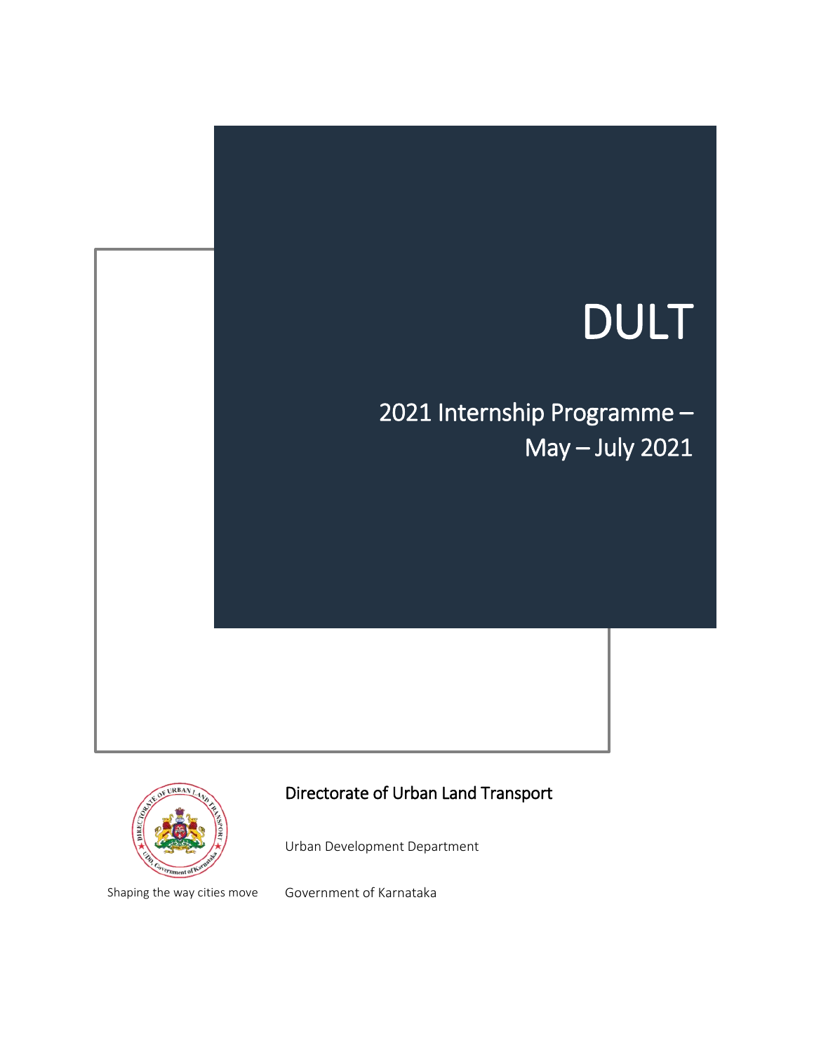# DULT

## 2021 Internship Programme – May – July 2021

Directorate of Urban Land Transport

Urban Development Department

Government of Karnataka

Shaping the way cities move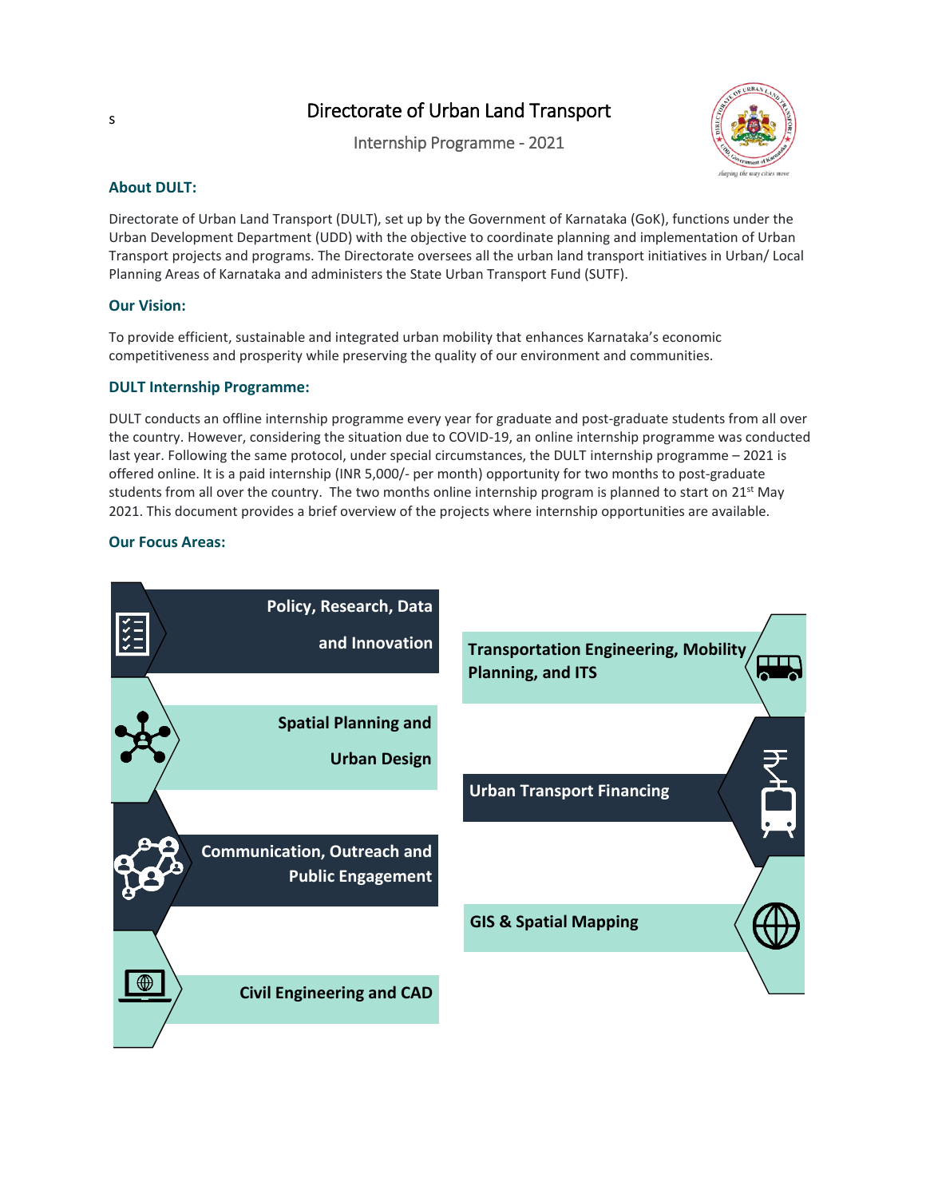# Directorate of Urban Land Transport

Internship Programme - 2021

### About DULT:

Directorate of Urban Land Transport (DULT), set up by the Government of Karnataka (GoK), functions under the Urban Development Department (UDD) with the objective to coordinate planning and implementation of Urban Transport projects and programs. The Directorate oversees all the urban land transport initiatives in Urban/ Local Planning Areas of Karnataka and administers the State Urban Transport Fund (SUTF).

### Our Vision:

To provide efficient, sustainable and integrated urban mobility that enhances Karnataka's economic competitiveness and prosperity while preserving the quality of our environment and communities.

### DULT Internship Programme:

DULT conducts an offline internship programme every year for graduate and post-graduate students from all over the country. However, considering the situation due to COVID-19, an online internship programme was conducted last year. Following the same protocol, under special circumstances, the DULT internship programme – 2021 is offered online. It is a paid internship (INR 5,000/- per month) opportunity for two months to post-graduate students from all over the country. The two months online internship program is planned to start on 21st May 2021. This document provides a brief overview of the projects where internship opportunities are available.

### Our Focus Areas:

- **Policy, Research, Data and Innovation**
- **Spatial Planning and Urban Design**
- **Communication, Outreach and Public Engagement**
- **Civil Engineering and CAD**
- **Transportation Engineering, Mobility Planning, and ITS**
- **Urban Transport Financing**
- **GIS & Spatial Mapping**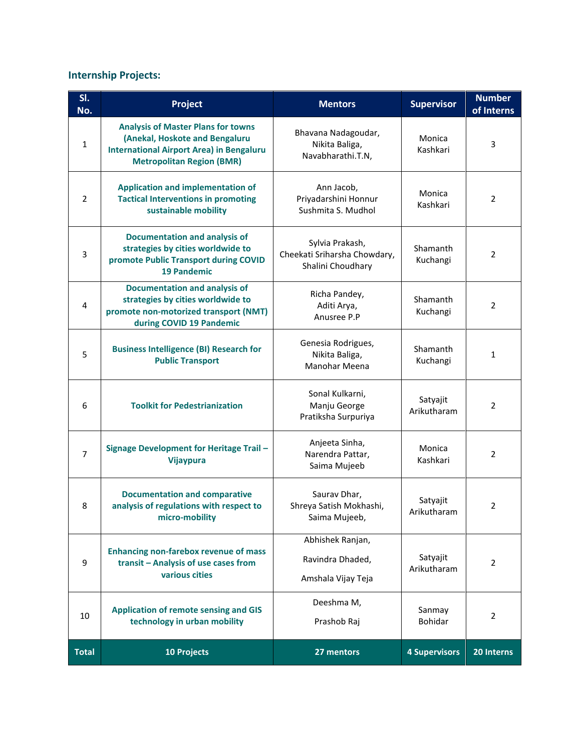## Internship Projects:

| Sl. No. | Project | Mentors | Supervisor | Number of Interns |
|---|---|---|---|---|
| 1 | **Analysis of Master Plans for towns (Anekal, Hoskote and Bengaluru International Airport Area) in Bengaluru Metropolitan Region (BMR)** | Bhavana Nadagoudar, Nikita Baliga, Navabharathi.T.N, | Monica Kashkari | 3 |
| 2 | **Application and implementation of Tactical Interventions in promoting sustainable mobility** | Ann Jacob, Priyadarshini Honnur Sushmita S. Mudhol | Monica Kashkari | 2 |
| 3 | **Documentation and analysis of strategies by cities worldwide to promote Public Transport during COVID 19 Pandemic** | Sylvia Prakash, Cheekati Sriharsha Chowdary, Shalini Choudhary | Shamanth Kuchangi | 2 |
| 4 | **Documentation and analysis of strategies by cities worldwide to promote non-motorized transport (NMT) during COVID 19 Pandemic** | Richa Pandey, Aditi Arya, Anusree P.P | Shamanth Kuchangi | 2 |
| 5 | **Business Intelligence (BI) Research for Public Transport** | Genesia Rodrigues, Nikita Baliga, Manohar Meena | Shamanth Kuchangi | 1 |
| 6 | **Toolkit for Pedestrianization** | Sonal Kulkarni, Manju George Pratiksha Surpuriya | Satyajit Arikutharam | 2 |
| 7 | **Signage Development for Heritage Trail – Vijaypura** | Anjeeta Sinha, Narendra Pattar, Saima Mujeeb | Monica Kashkari | 2 |
| 8 | **Documentation and comparative analysis of regulations with respect to micro-mobility** | Saurav Dhar, Shreya Satish Mokhashi, Saima Mujeeb, | Satyajit Arikutharam | 2 |
| 9 | **Enhancing non-farebox revenue of mass transit – Analysis of use cases from various cities** | Abhishek Ranjan, Ravindra Dhaded, Amshala Vijay Teja | Satyajit Arikutharam | 2 |
| 10 | **Application of remote sensing and GIS technology in urban mobility** | Deeshma M, Prashob Raj | Sanmay Bohidar | 2 |
| **Total** | **10 Projects** | **27 mentors** | **4 Supervisors** | **20 Interns** |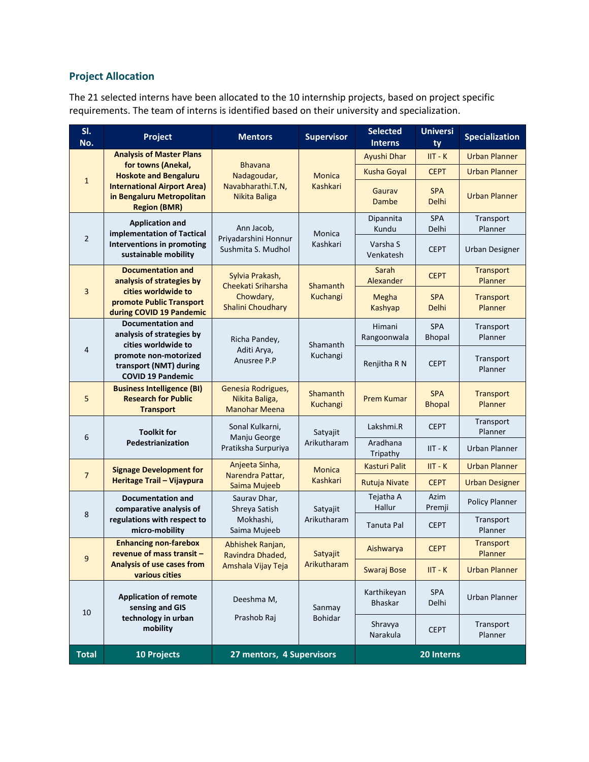## Project Allocation

The 21 selected interns have been allocated to the 10 internship projects, based on project specific requirements. The team of interns is identified based on their university and specialization.

| Sl. No. | Project | Mentors | Supervisor | Selected Interns | University | Specialization |
|---|---|---|---|---|---|---|
| 1 | **Analysis of Master Plans for towns (Anekal, Hoskote and Bengaluru International Airport Area) in Bengaluru Metropolitan Region (BMR)** | Bhavana Nadagoudar, Navabharathi.T.N, Nikita Baliga | Monica Kashkari | Ayushi Dhar | IIT - K | Urban Planner |
| | | | | Kusha Goyal | CEPT | Urban Planner |
| | | | | Gaurav Dambe | SPA Delhi | Urban Planner |
| 2 | **Application and implementation of Tactical Interventions in promoting sustainable mobility** | Ann Jacob, Priyadarshini Honnur Sushmita S. Mudhol | Monica Kashkari | Dipannita Kundu | SPA Delhi | Transport Planner |
| | | | | Varsha S Venkatesh | CEPT | Urban Designer |
| 3 | **Documentation and analysis of strategies by cities worldwide to promote Public Transport during COVID 19 Pandemic** | Sylvia Prakash, Cheekati Sriharsha Chowdary, Shalini Choudhary | Shamanth Kuchangi | Sarah Alexander | CEPT | Transport Planner |
| | | | | Megha Kashyap | SPA Delhi | Transport Planner |
| 4 | **Documentation and analysis of strategies by cities worldwide to promote non-motorized transport (NMT) during COVID 19 Pandemic** | Richa Pandey, Aditi Arya, Anusree P.P | Shamanth Kuchangi | Himani Rangoonwala | SPA Bhopal | Transport Planner |
| | | | | Renjitha R N | CEPT | Transport Planner |
| 5 | **Business Intelligence (BI) Research for Public Transport** | Genesia Rodrigues, Nikita Baliga, Manohar Meena | Shamanth Kuchangi | Prem Kumar | SPA Bhopal | Transport Planner |
| 6 | **Toolkit for Pedestrianization** | Sonal Kulkarni, Manju George Pratiksha Surpuriya | Satyajit Arikutharam | Lakshmi.R | CEPT | Transport Planner |
| | | | | Aradhana Tripathy | IIT - K | Urban Planner |
| 7 | **Signage Development for Heritage Trail – Vijaypura** | Anjeeta Sinha, Narendra Pattar, Saima Mujeeb | Monica Kashkari | Kasturi Palit | IIT - K | Urban Planner |
| | | | | Rutuja Nivate | CEPT | Urban Designer |
| 8 | **Documentation and comparative analysis of regulations with respect to micro-mobility** | Saurav Dhar, Shreya Satish Mokhashi, Saima Mujeeb | Satyajit Arikutharam | Tejatha A Hallur | Azim Premji | Policy Planner |
| | | | | Tanuta Pal | CEPT | Transport Planner |
| 9 | **Enhancing non-farebox revenue of mass transit – Analysis of use cases from various cities** | Abhishek Ranjan, Ravindra Dhaded, Amshala Vijay Teja | Satyajit Arikutharam | Aishwarya | CEPT | Transport Planner |
| | | | | Swaraj Bose | IIT - K | Urban Planner |
| 10 | **Application of remote sensing and GIS technology in urban mobility** | Deeshma M, Prashob Raj | Sanmay Bohidar | Karthikeyan Bhaskar | SPA Delhi | Urban Planner |
| | | | | Shravya Narakula | CEPT | Transport Planner |
| **Total** | **10 Projects** | **27 mentors, 4 Supervisors** | | **20 Interns** | | |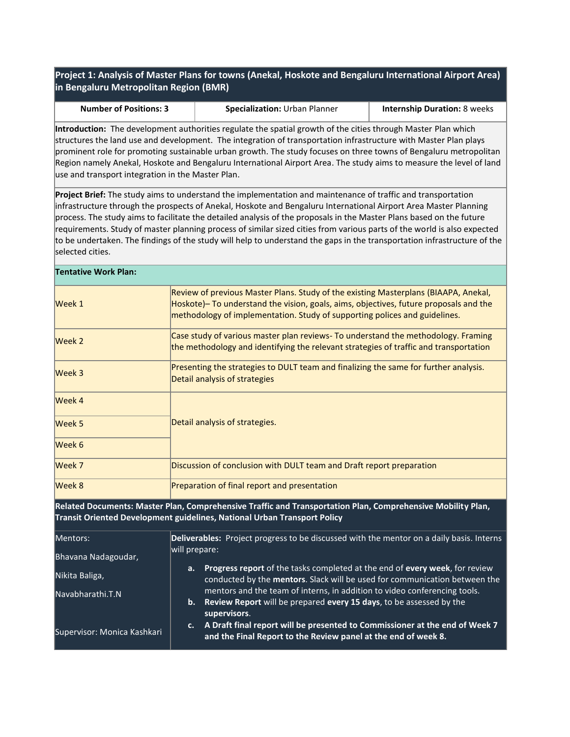## Project 1: Analysis of Master Plans for towns (Anekal, Hoskote and Bengaluru International Airport Area) in Bengaluru Metropolitan Region (BMR)

| **Number of Positions: 3** | **Specialization:** Urban Planner | **Internship Duration:** 8 weeks |
|---|---|---|

**Introduction:** The development authorities regulate the spatial growth of the cities through Master Plan which structures the land use and development. The integration of transportation infrastructure with Master Plan plays prominent role for promoting sustainable urban growth. The study focuses on three towns of Bengaluru metropolitan Region namely Anekal, Hoskote and Bengaluru International Airport Area. The study aims to measure the level of land use and transport integration in the Master Plan.

**Project Brief:** The study aims to understand the implementation and maintenance of traffic and transportation infrastructure through the prospects of Anekal, Hoskote and Bengaluru International Airport Area Master Planning process. The study aims to facilitate the detailed analysis of the proposals in the Master Plans based on the future requirements. Study of master planning process of similar sized cities from various parts of the world is also expected to be undertaken. The findings of the study will help to understand the gaps in the transportation infrastructure of the selected cities.

**Tentative Work Plan:**

| | |
|---|---|
| Week 1 | Review of previous Master Plans. Study of the existing Masterplans (BIAAPA, Anekal, Hoskote)– To understand the vision, goals, aims, objectives, future proposals and the methodology of implementation. Study of supporting polices and guidelines. |
| Week 2 | Case study of various master plan reviews- To understand the methodology. Framing the methodology and identifying the relevant strategies of traffic and transportation |
| Week 3 | Presenting the strategies to DULT team and finalizing the same for further analysis. Detail analysis of strategies |
| Week 4 | Detail analysis of strategies. |
| Week 5 | |
| Week 6 | |
| Week 7 | Discussion of conclusion with DULT team and Draft report preparation |
| Week 8 | Preparation of final report and presentation |

**Related Documents: Master Plan, Comprehensive Traffic and Transportation Plan, Comprehensive Mobility Plan, Transit Oriented Development guidelines, National Urban Transport Policy**

Mentors:

Bhavana Nadagoudar,

Nikita Baliga,

Navabharathi.T.N

Supervisor: Monica Kashkari

**Deliverables:** Project progress to be discussed with the mentor on a daily basis. Interns will prepare:

a. **Progress report** of the tasks completed at the end of **every week**, for review conducted by the **mentors**. Slack will be used for communication between the mentors and the team of interns, in addition to video conferencing tools.
b. **Review Report** will be prepared **every 15 days**, to be assessed by the **supervisors**.
c. **A Draft final report will be presented to Commissioner at the end of Week 7 and the Final Report to the Review panel at the end of week 8.**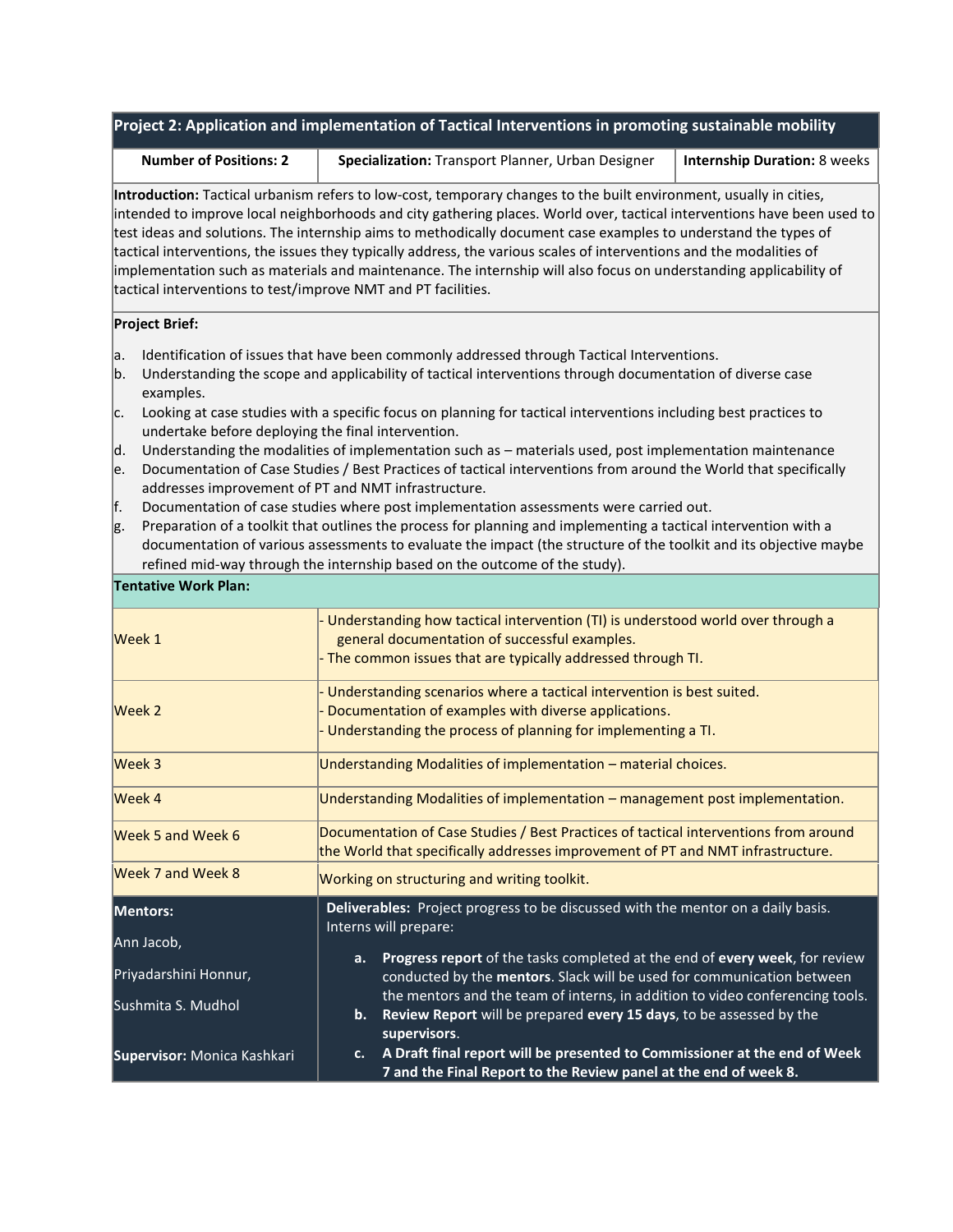## Project 2: Application and implementation of Tactical Interventions in promoting sustainable mobility

| **Number of Positions: 2** | **Specialization:** Transport Planner, Urban Designer | **Internship Duration:** 8 weeks |
|---|---|---|

**Introduction:** Tactical urbanism refers to low-cost, temporary changes to the built environment, usually in cities, intended to improve local neighborhoods and city gathering places. World over, tactical interventions have been used to test ideas and solutions. The internship aims to methodically document case examples to understand the types of tactical interventions, the issues they typically address, the various scales of interventions and the modalities of implementation such as materials and maintenance. The internship will also focus on understanding applicability of tactical interventions to test/improve NMT and PT facilities.

**Project Brief:**

a. Identification of issues that have been commonly addressed through Tactical Interventions.
b. Understanding the scope and applicability of tactical interventions through documentation of diverse case examples.
c. Looking at case studies with a specific focus on planning for tactical interventions including best practices to undertake before deploying the final intervention.
d. Understanding the modalities of implementation such as – materials used, post implementation maintenance
e. Documentation of Case Studies / Best Practices of tactical interventions from around the World that specifically addresses improvement of PT and NMT infrastructure.
f. Documentation of case studies where post implementation assessments were carried out.
g. Preparation of a toolkit that outlines the process for planning and implementing a tactical intervention with a documentation of various assessments to evaluate the impact (the structure of the toolkit and its objective maybe refined mid-way through the internship based on the outcome of the study).

**Tentative Work Plan:**

| | |
|---|---|
| Week 1 | - Understanding how tactical intervention (TI) is understood world over through a general documentation of successful examples.<br>- The common issues that are typically addressed through TI. |
| Week 2 | - Understanding scenarios where a tactical intervention is best suited.<br>- Documentation of examples with diverse applications.<br>- Understanding the process of planning for implementing a TI. |
| Week 3 | Understanding Modalities of implementation – material choices. |
| Week 4 | Understanding Modalities of implementation – management post implementation. |
| Week 5 and Week 6 | Documentation of Case Studies / Best Practices of tactical interventions from around the World that specifically addresses improvement of PT and NMT infrastructure. |
| Week 7 and Week 8 | Working on structuring and writing toolkit. |

| | |
|---|---|
| **Mentors:**<br>Ann Jacob,<br>Priyadarshini Honnur,<br>Sushmita S. Mudhol<br><br>**Supervisor:** Monica Kashkari | **Deliverables:** Project progress to be discussed with the mentor on a daily basis. Interns will prepare:<br>a. **Progress report** of the tasks completed at the end of **every week**, for review conducted by the **mentors**. Slack will be used for communication between the mentors and the team of interns, in addition to video conferencing tools.<br>b. **Review Report** will be prepared **every 15 days**, to be assessed by the **supervisors**.<br>c. **A Draft final report will be presented to Commissioner at the end of Week 7 and the Final Report to the Review panel at the end of week 8.** |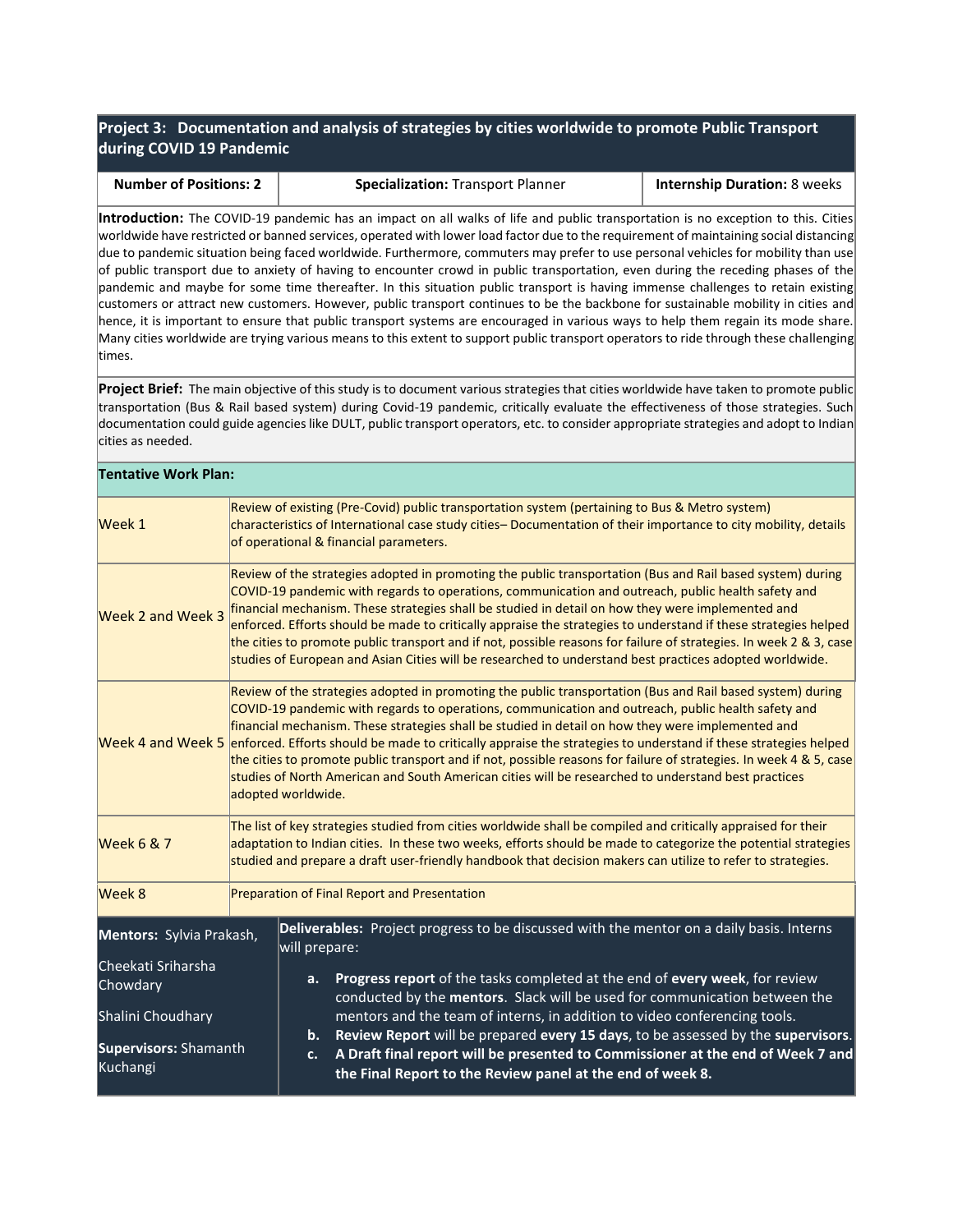## Project 3: Documentation and analysis of strategies by cities worldwide to promote Public Transport during COVID 19 Pandemic

| **Number of Positions: 2** | **Specialization:** Transport Planner | **Internship Duration:** 8 weeks |
|---|---|---|

**Introduction:** The COVID-19 pandemic has an impact on all walks of life and public transportation is no exception to this. Cities worldwide have restricted or banned services, operated with lower load factor due to the requirement of maintaining social distancing due to pandemic situation being faced worldwide. Furthermore, commuters may prefer to use personal vehicles for mobility than use of public transport due to anxiety of having to encounter crowd in public transportation, even during the receding phases of the pandemic and maybe for some time thereafter. In this situation public transport is having immense challenges to retain existing customers or attract new customers. However, public transport continues to be the backbone for sustainable mobility in cities and hence, it is important to ensure that public transport systems are encouraged in various ways to help them regain its mode share. Many cities worldwide are trying various means to this extent to support public transport operators to ride through these challenging times.

**Project Brief:** The main objective of this study is to document various strategies that cities worldwide have taken to promote public transportation (Bus & Rail based system) during Covid-19 pandemic, critically evaluate the effectiveness of those strategies. Such documentation could guide agencies like DULT, public transport operators, etc. to consider appropriate strategies and adopt to Indian cities as needed.

**Tentative Work Plan:**

| | |
|---|---|
| Week 1 | Review of existing (Pre-Covid) public transportation system (pertaining to Bus & Metro system) characteristics of International case study cities– Documentation of their importance to city mobility, details of operational & financial parameters. |
| Week 2 and Week 3 | Review of the strategies adopted in promoting the public transportation (Bus and Rail based system) during COVID-19 pandemic with regards to operations, communication and outreach, public health safety and financial mechanism. These strategies shall be studied in detail on how they were implemented and enforced. Efforts should be made to critically appraise the strategies to understand if these strategies helped the cities to promote public transport and if not, possible reasons for failure of strategies. In week 2 & 3, case studies of European and Asian Cities will be researched to understand best practices adopted worldwide. |
| Week 4 and Week 5 | Review of the strategies adopted in promoting the public transportation (Bus and Rail based system) during COVID-19 pandemic with regards to operations, communication and outreach, public health safety and financial mechanism. These strategies shall be studied in detail on how they were implemented and enforced. Efforts should be made to critically appraise the strategies to understand if these strategies helped the cities to promote public transport and if not, possible reasons for failure of strategies. In week 4 & 5, case studies of North American and South American cities will be researched to understand best practices adopted worldwide. |
| Week 6 & 7 | The list of key strategies studied from cities worldwide shall be compiled and critically appraised for their adaptation to Indian cities. In these two weeks, efforts should be made to categorize the potential strategies studied and prepare a draft user-friendly handbook that decision makers can utilize to refer to strategies. |
| Week 8 | Preparation of Final Report and Presentation |

**Mentors:** Sylvia Prakash, Cheekati Sriharsha Chowdary, Shalini Choudhary

**Supervisors:** Shamanth Kuchangi

**Deliverables:** Project progress to be discussed with the mentor on a daily basis. Interns will prepare:

a. **Progress report** of the tasks completed at the end of **every week**, for review conducted by the **mentors**. Slack will be used for communication between the mentors and the team of interns, in addition to video conferencing tools.
b. **Review Report** will be prepared **every 15 days**, to be assessed by the **supervisors**.
c. **A Draft final report will be presented to Commissioner at the end of Week 7 and the Final Report to the Review panel at the end of week 8.**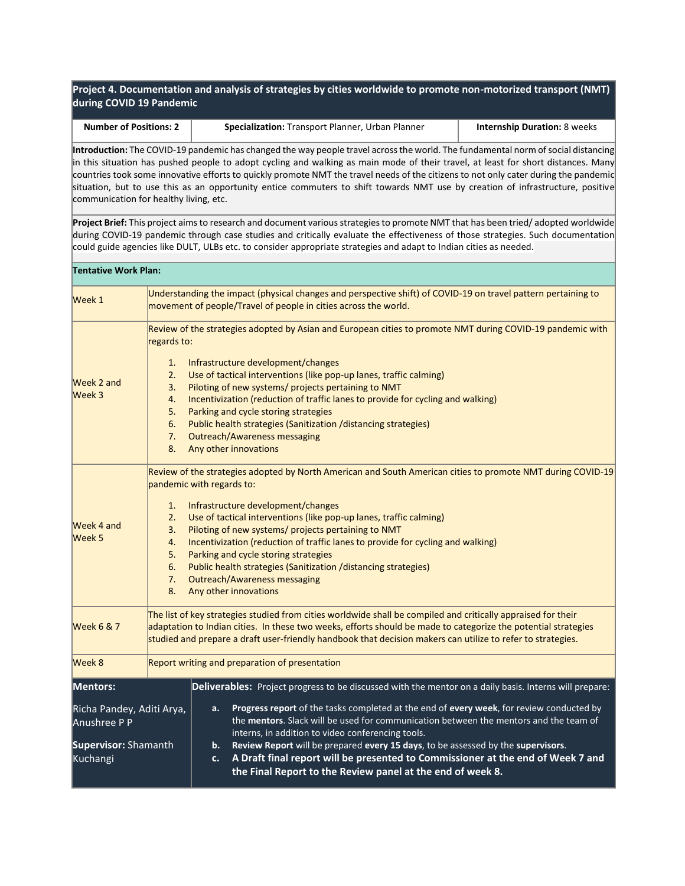## Project 4. Documentation and analysis of strategies by cities worldwide to promote non-motorized transport (NMT) during COVID 19 Pandemic

| **Number of Positions: 2** | **Specialization:** Transport Planner, Urban Planner | **Internship Duration:** 8 weeks |
|---|---|---|

**Introduction:** The COVID-19 pandemic has changed the way people travel across the world. The fundamental norm of social distancing in this situation has pushed people to adopt cycling and walking as main mode of their travel, at least for short distances. Many countries took some innovative efforts to quickly promote NMT the travel needs of the citizens to not only cater during the pandemic situation, but to use this as an opportunity entice commuters to shift towards NMT use by creation of infrastructure, positive communication for healthy living, etc.

**Project Brief:** This project aims to research and document various strategies to promote NMT that has been tried/ adopted worldwide during COVID-19 pandemic through case studies and critically evaluate the effectiveness of those strategies. Such documentation could guide agencies like DULT, ULBs etc. to consider appropriate strategies and adapt to Indian cities as needed.

**Tentative Work Plan:**

| Week | Tasks |
|---|---|
| Week 1 | Understanding the impact (physical changes and perspective shift) of COVID-19 on travel pattern pertaining to movement of people/Travel of people in cities across the world. |
| Week 2 and Week 3 | Review of the strategies adopted by Asian and European cities to promote NMT during COVID-19 pandemic with regards to: 1. Infrastructure development/changes 2. Use of tactical interventions (like pop-up lanes, traffic calming) 3. Piloting of new systems/ projects pertaining to NMT 4. Incentivization (reduction of traffic lanes to provide for cycling and walking) 5. Parking and cycle storing strategies 6. Public health strategies (Sanitization /distancing strategies) 7. Outreach/Awareness messaging 8. Any other innovations |
| Week 4 and Week 5 | Review of the strategies adopted by North American and South American cities to promote NMT during COVID-19 pandemic with regards to: 1. Infrastructure development/changes 2. Use of tactical interventions (like pop-up lanes, traffic calming) 3. Piloting of new systems/ projects pertaining to NMT 4. Incentivization (reduction of traffic lanes to provide for cycling and walking) 5. Parking and cycle storing strategies 6. Public health strategies (Sanitization /distancing strategies) 7. Outreach/Awareness messaging 8. Any other innovations |
| Week 6 & 7 | The list of key strategies studied from cities worldwide shall be compiled and critically appraised for their adaptation to Indian cities. In these two weeks, efforts should be made to categorize the potential strategies studied and prepare a draft user-friendly handbook that decision makers can utilize to refer to strategies. |
| Week 8 | Report writing and preparation of presentation |

**Mentors:**

Richa Pandey, Aditi Arya, Anushree P P

**Supervisor:** Shamanth Kuchangi

**Deliverables:** Project progress to be discussed with the mentor on a daily basis. Interns will prepare:

a. **Progress report** of the tasks completed at the end of **every week**, for review conducted by the **mentors**. Slack will be used for communication between the mentors and the team of interns, in addition to video conferencing tools.
b. **Review Report** will be prepared **every 15 days**, to be assessed by the **supervisors**.
c. **A Draft final report will be presented to Commissioner at the end of Week 7 and the Final Report to the Review panel at the end of week 8.**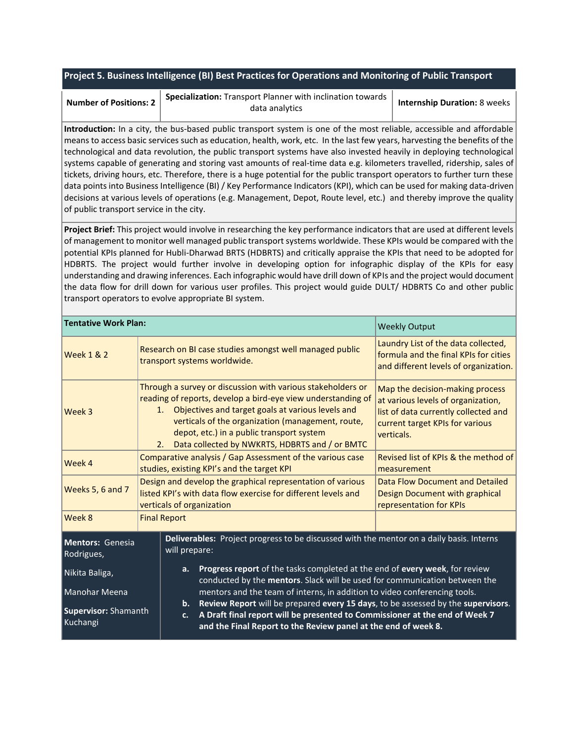## Project 5. Business Intelligence (BI) Best Practices for Operations and Monitoring of Public Transport

| **Number of Positions: 2** | **Specialization:** Transport Planner with inclination towards data analytics | **Internship Duration:** 8 weeks |
|---|---|---|

**Introduction:** In a city, the bus-based public transport system is one of the most reliable, accessible and affordable means to access basic services such as education, health, work, etc. In the last few years, harvesting the benefits of the technological and data revolution, the public transport systems have also invested heavily in deploying technological systems capable of generating and storing vast amounts of real-time data e.g. kilometers travelled, ridership, sales of tickets, driving hours, etc. Therefore, there is a huge potential for the public transport operators to further turn these data points into Business Intelligence (BI) / Key Performance Indicators (KPI), which can be used for making data-driven decisions at various levels of operations (e.g. Management, Depot, Route level, etc.) and thereby improve the quality of public transport service in the city.

**Project Brief:** This project would involve in researching the key performance indicators that are used at different levels of management to monitor well managed public transport systems worldwide. These KPIs would be compared with the potential KPIs planned for Hubli-Dharwad BRTS (HDBRTS) and critically appraise the KPIs that need to be adopted for HDBRTS. The project would further involve in developing option for infographic display of the KPIs for easy understanding and drawing inferences. Each infographic would have drill down of KPIs and the project would document the data flow for drill down for various user profiles. This project would guide DULT/ HDBRTS Co and other public transport operators to evolve appropriate BI system.

| **Tentative Work Plan:** | | Weekly Output |
|---|---|---|
| Week 1 & 2 | Research on BI case studies amongst well managed public transport systems worldwide. | Laundry List of the data collected, formula and the final KPIs for cities and different levels of organization. |
| Week 3 | Through a survey or discussion with various stakeholders or reading of reports, develop a bird-eye view understanding of<br>1. Objectives and target goals at various levels and verticals of the organization (management, route, depot, etc.) in a public transport system<br>2. Data collected by NWKRTS, HDBRTS and / or BMTC | Map the decision-making process at various levels of organization, list of data currently collected and current target KPIs for various verticals. |
| Week 4 | Comparative analysis / Gap Assessment of the various case studies, existing KPI's and the target KPI | Revised list of KPIs & the method of measurement |
| Weeks 5, 6 and 7 | Design and develop the graphical representation of various listed KPI's with data flow exercise for different levels and verticals of organization | Data Flow Document and Detailed Design Document with graphical representation for KPIs |
| Week 8 | Final Report | |

**Mentors:** Genesia Rodrigues,

Nikita Baliga,

Manohar Meena

**Supervisor:** Shamanth Kuchangi

**Deliverables:** Project progress to be discussed with the mentor on a daily basis. Interns will prepare:

a. **Progress report** of the tasks completed at the end of **every week**, for review conducted by the **mentors**. Slack will be used for communication between the mentors and the team of interns, in addition to video conferencing tools.
b. **Review Report** will be prepared **every 15 days**, to be assessed by the **supervisors**.
c. **A Draft final report will be presented to Commissioner at the end of Week 7 and the Final Report to the Review panel at the end of week 8.**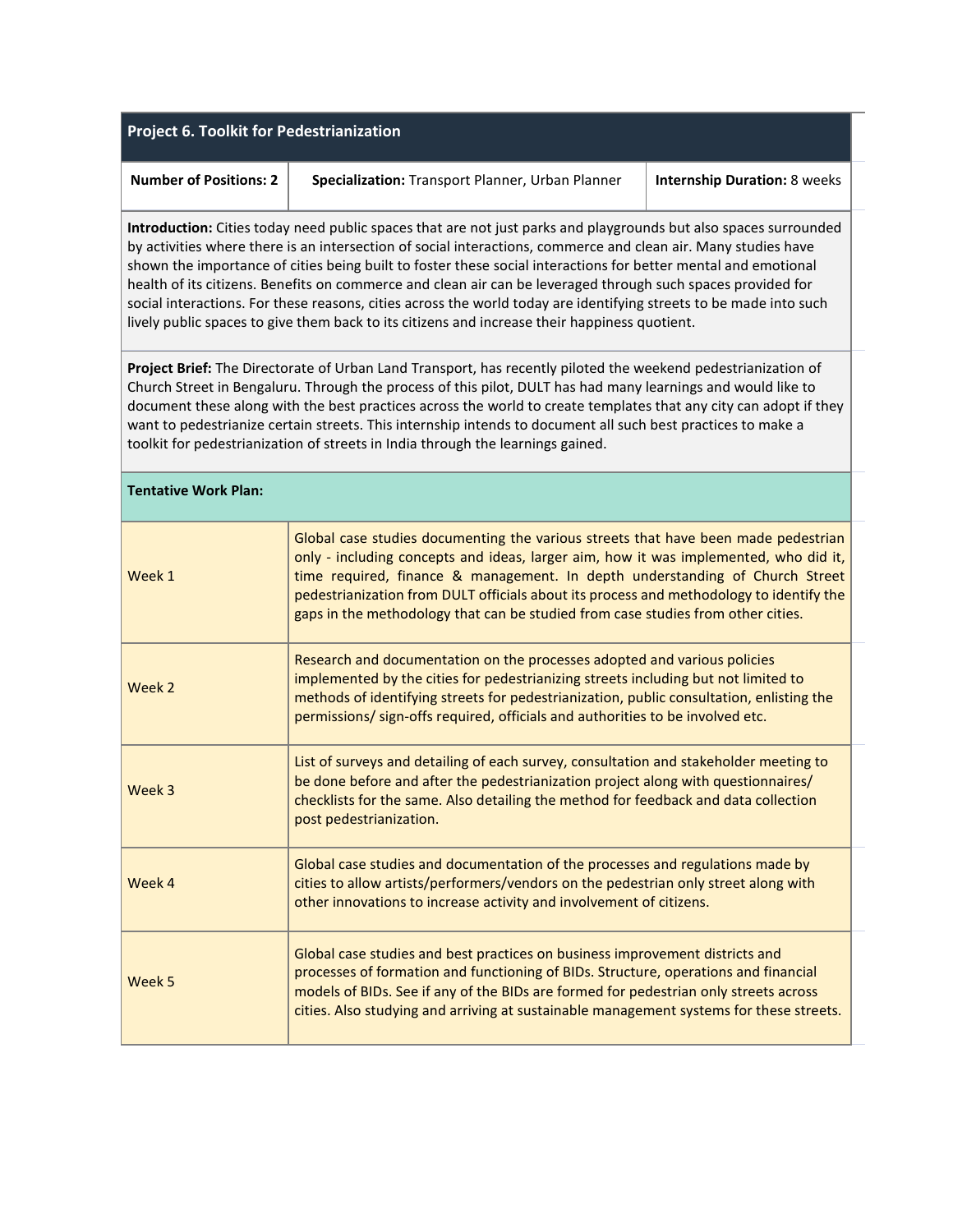## Project 6. Toolkit for Pedestrianization

| **Number of Positions: 2** | **Specialization:** Transport Planner, Urban Planner | **Internship Duration:** 8 weeks |
| --- | --- | --- |

**Introduction:** Cities today need public spaces that are not just parks and playgrounds but also spaces surrounded by activities where there is an intersection of social interactions, commerce and clean air. Many studies have shown the importance of cities being built to foster these social interactions for better mental and emotional health of its citizens. Benefits on commerce and clean air can be leveraged through such spaces provided for social interactions. For these reasons, cities across the world today are identifying streets to be made into such lively public spaces to give them back to its citizens and increase their happiness quotient.

**Project Brief:** The Directorate of Urban Land Transport, has recently piloted the weekend pedestrianization of Church Street in Bengaluru. Through the process of this pilot, DULT has had many learnings and would like to document these along with the best practices across the world to create templates that any city can adopt if they want to pedestrianize certain streets. This internship intends to document all such best practices to make a toolkit for pedestrianization of streets in India through the learnings gained.

**Tentative Work Plan:**

| Week | Tasks |
| --- | --- |
| Week 1 | Global case studies documenting the various streets that have been made pedestrian only - including concepts and ideas, larger aim, how it was implemented, who did it, time required, finance & management. In depth understanding of Church Street pedestrianization from DULT officials about its process and methodology to identify the gaps in the methodology that can be studied from case studies from other cities. |
| Week 2 | Research and documentation on the processes adopted and various policies implemented by the cities for pedestrianizing streets including but not limited to methods of identifying streets for pedestrianization, public consultation, enlisting the permissions/ sign-offs required, officials and authorities to be involved etc. |
| Week 3 | List of surveys and detailing of each survey, consultation and stakeholder meeting to be done before and after the pedestrianization project along with questionnaires/ checklists for the same. Also detailing the method for feedback and data collection post pedestrianization. |
| Week 4 | Global case studies and documentation of the processes and regulations made by cities to allow artists/performers/vendors on the pedestrian only street along with other innovations to increase activity and involvement of citizens. |
| Week 5 | Global case studies and best practices on business improvement districts and processes of formation and functioning of BIDs. Structure, operations and financial models of BIDs. See if any of the BIDs are formed for pedestrian only streets across cities. Also studying and arriving at sustainable management systems for these streets. |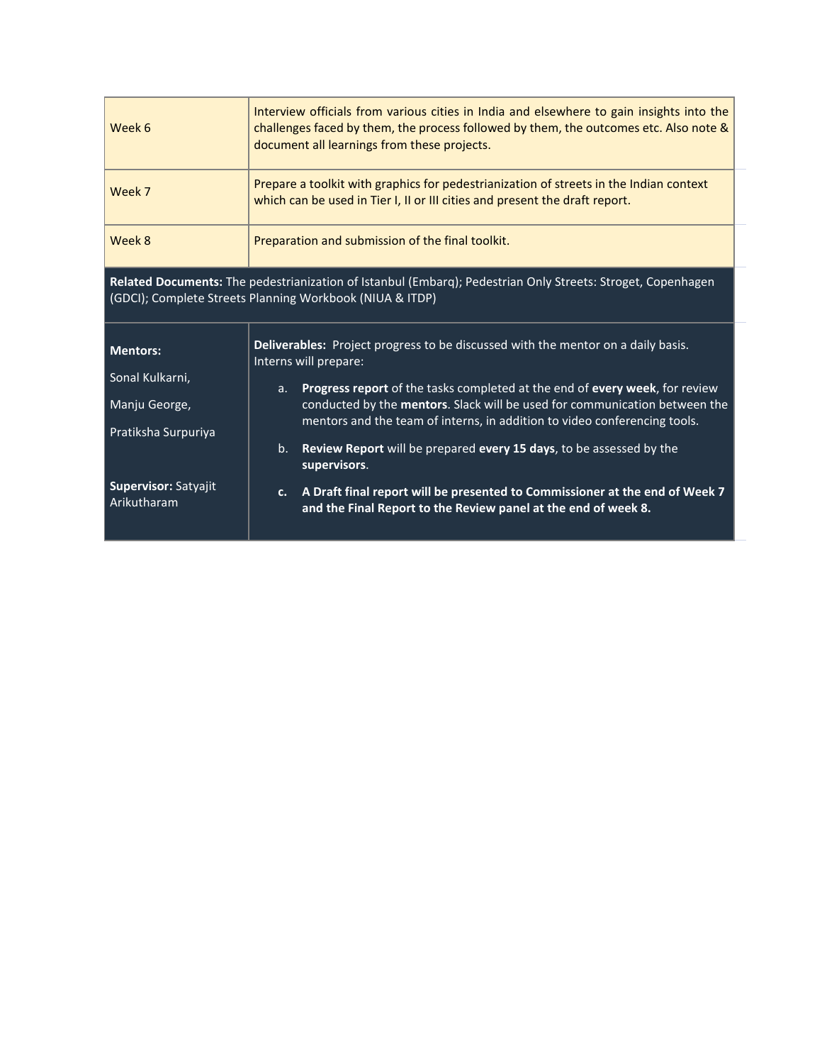| Week 6 | Interview officials from various cities in India and elsewhere to gain insights into the challenges faced by them, the process followed by them, the outcomes etc. Also note & document all learnings from these projects. |
| --- | --- |
| Week 7 | Prepare a toolkit with graphics for pedestrianization of streets in the Indian context which can be used in Tier I, II or III cities and present the draft report. |
| Week 8 | Preparation and submission of the final toolkit. |
| **Related Documents:** The pedestrianization of Istanbul (Embarq); Pedestrian Only Streets: Stroget, Copenhagen (GDCI); Complete Streets Planning Workbook (NIUA & ITDP) | |
| **Mentors:**<br><br>Sonal Kulkarni,<br><br>Manju George,<br><br>Pratiksha Surpuriya<br><br>**Supervisor:** Satyajit Arikutharam | **Deliverables:** Project progress to be discussed with the mentor on a daily basis. Interns will prepare:<br><br>a. **Progress report** of the tasks completed at the end of **every week**, for review conducted by the **mentors**. Slack will be used for communication between the mentors and the team of interns, in addition to video conferencing tools.<br><br>b. **Review Report** will be prepared **every 15 days**, to be assessed by the **supervisors**.<br><br>**c. A Draft final report will be presented to Commissioner at the end of Week 7 and the Final Report to the Review panel at the end of week 8.** |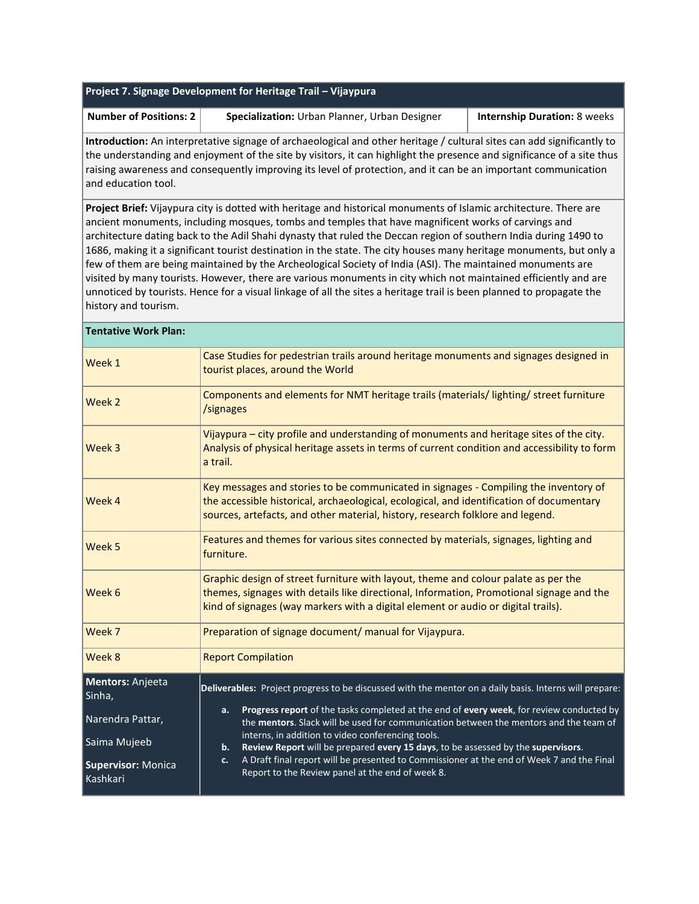## Project 7. Signage Development for Heritage Trail – Vijaypura

| **Number of Positions:** 2 | **Specialization:** Urban Planner, Urban Designer | **Internship Duration:** 8 weeks |
|---|---|---|

**Introduction:** An interpretative signage of archaeological and other heritage / cultural sites can add significantly to the understanding and enjoyment of the site by visitors, it can highlight the presence and significance of a site thus raising awareness and consequently improving its level of protection, and it can be an important communication and education tool.

**Project Brief:** Vijaypura city is dotted with heritage and historical monuments of Islamic architecture. There are ancient monuments, including mosques, tombs and temples that have magnificent works of carvings and architecture dating back to the Adil Shahi dynasty that ruled the Deccan region of southern India during 1490 to 1686, making it a significant tourist destination in the state. The city houses many heritage monuments, but only a few of them are being maintained by the Archeological Society of India (ASI). The maintained monuments are visited by many tourists. However, there are various monuments in city which not maintained efficiently and are unnoticed by tourists. Hence for a visual linkage of all the sites a heritage trail is been planned to propagate the history and tourism.

**Tentative Work Plan:**

| Week | Tasks |
|---|---|
| Week 1 | Case Studies for pedestrian trails around heritage monuments and signages designed in tourist places, around the World |
| Week 2 | Components and elements for NMT heritage trails (materials/ lighting/ street furniture /signages |
| Week 3 | Vijaypura – city profile and understanding of monuments and heritage sites of the city. Analysis of physical heritage assets in terms of current condition and accessibility to form a trail. |
| Week 4 | Key messages and stories to be communicated in signages - Compiling the inventory of the accessible historical, archaeological, ecological, and identification of documentary sources, artefacts, and other material, history, research folklore and legend. |
| Week 5 | Features and themes for various sites connected by materials, signages, lighting and furniture. |
| Week 6 | Graphic design of street furniture with layout, theme and colour palate as per the themes, signages with details like directional, Information, Promotional signage and the kind of signages (way markers with a digital element or audio or digital trails). |
| Week 7 | Preparation of signage document/ manual for Vijaypura. |
| Week 8 | Report Compilation |

**Mentors:** Anjeeta Sinha,

Narendra Pattar,

Saima Mujeeb

**Supervisor:** Monica Kashkari

**Deliverables:** Project progress to be discussed with the mentor on a daily basis. Interns will prepare:

a. **Progress report** of the tasks completed at the end of **every week**, for review conducted by the **mentors**. Slack will be used for communication between the mentors and the team of interns, in addition to video conferencing tools.
b. **Review Report** will be prepared **every 15 days**, to be assessed by the **supervisors**.
c. A Draft final report will be presented to Commissioner at the end of Week 7 and the Final Report to the Review panel at the end of week 8.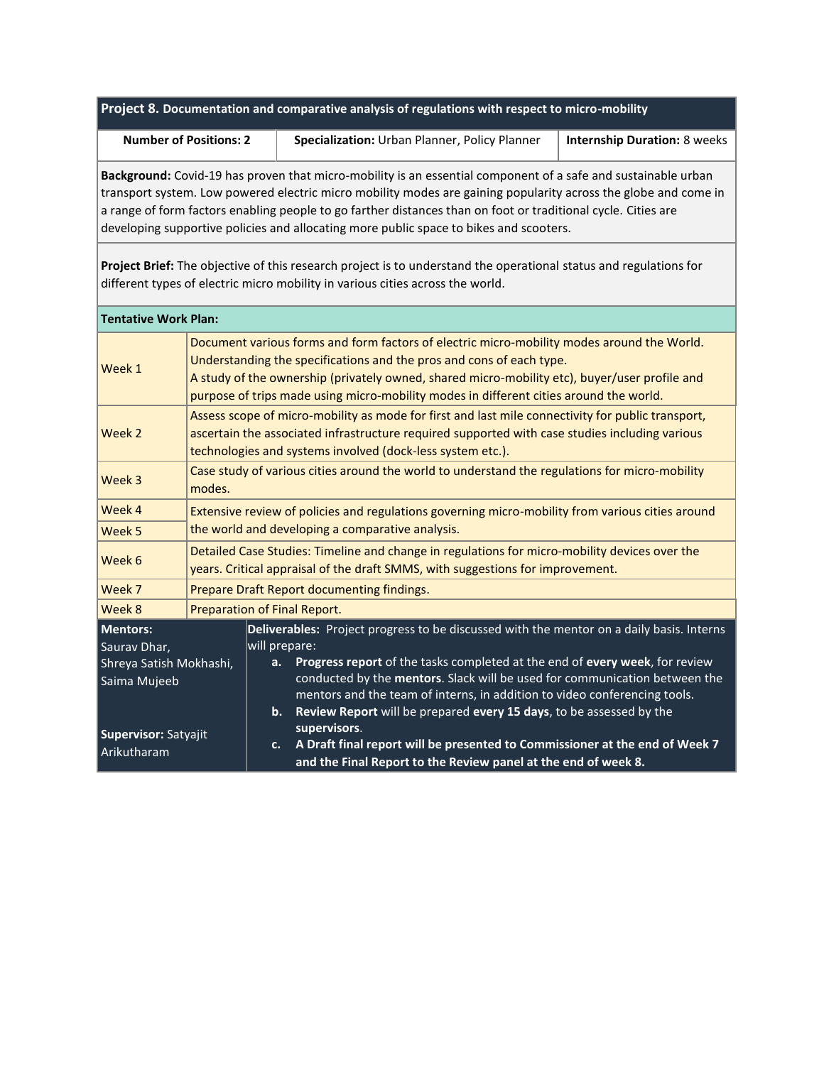## Project 8. Documentation and comparative analysis of regulations with respect to micro-mobility

| **Number of Positions: 2** | **Specialization:** Urban Planner, Policy Planner | **Internship Duration:** 8 weeks |
|---|---|---|

**Background:** Covid-19 has proven that micro-mobility is an essential component of a safe and sustainable urban transport system. Low powered electric micro mobility modes are gaining popularity across the globe and come in a range of form factors enabling people to go farther distances than on foot or traditional cycle. Cities are developing supportive policies and allocating more public space to bikes and scooters.

**Project Brief:** The objective of this research project is to understand the operational status and regulations for different types of electric micro mobility in various cities across the world.

**Tentative Work Plan:**

| Week | Tasks |
|---|---|
| Week 1 | Document various forms and form factors of electric micro-mobility modes around the World. Understanding the specifications and the pros and cons of each type. A study of the ownership (privately owned, shared micro-mobility etc), buyer/user profile and purpose of trips made using micro-mobility modes in different cities around the world. |
| Week 2 | Assess scope of micro-mobility as mode for first and last mile connectivity for public transport, ascertain the associated infrastructure required supported with case studies including various technologies and systems involved (dock-less system etc.). |
| Week 3 | Case study of various cities around the world to understand the regulations for micro-mobility modes. |
| Week 4, Week 5 | Extensive review of policies and regulations governing micro-mobility from various cities around the world and developing a comparative analysis. |
| Week 6 | Detailed Case Studies: Timeline and change in regulations for micro-mobility devices over the years. Critical appraisal of the draft SMMS, with suggestions for improvement. |
| Week 7 | Prepare Draft Report documenting findings. |
| Week 8 | Preparation of Final Report. |

**Mentors:**
Saurav Dhar,
Shreya Satish Mokhashi,
Saima Mujeeb

**Supervisor:** Satyajit Arikutharam

**Deliverables:** Project progress to be discussed with the mentor on a daily basis. Interns will prepare:

a. **Progress report** of the tasks completed at the end of **every week**, for review conducted by the **mentors**. Slack will be used for communication between the mentors and the team of interns, in addition to video conferencing tools.
b. **Review Report** will be prepared **every 15 days**, to be assessed by the **supervisors**.
c. **A Draft final report will be presented to Commissioner at the end of Week 7 and the Final Report to the Review panel at the end of week 8.**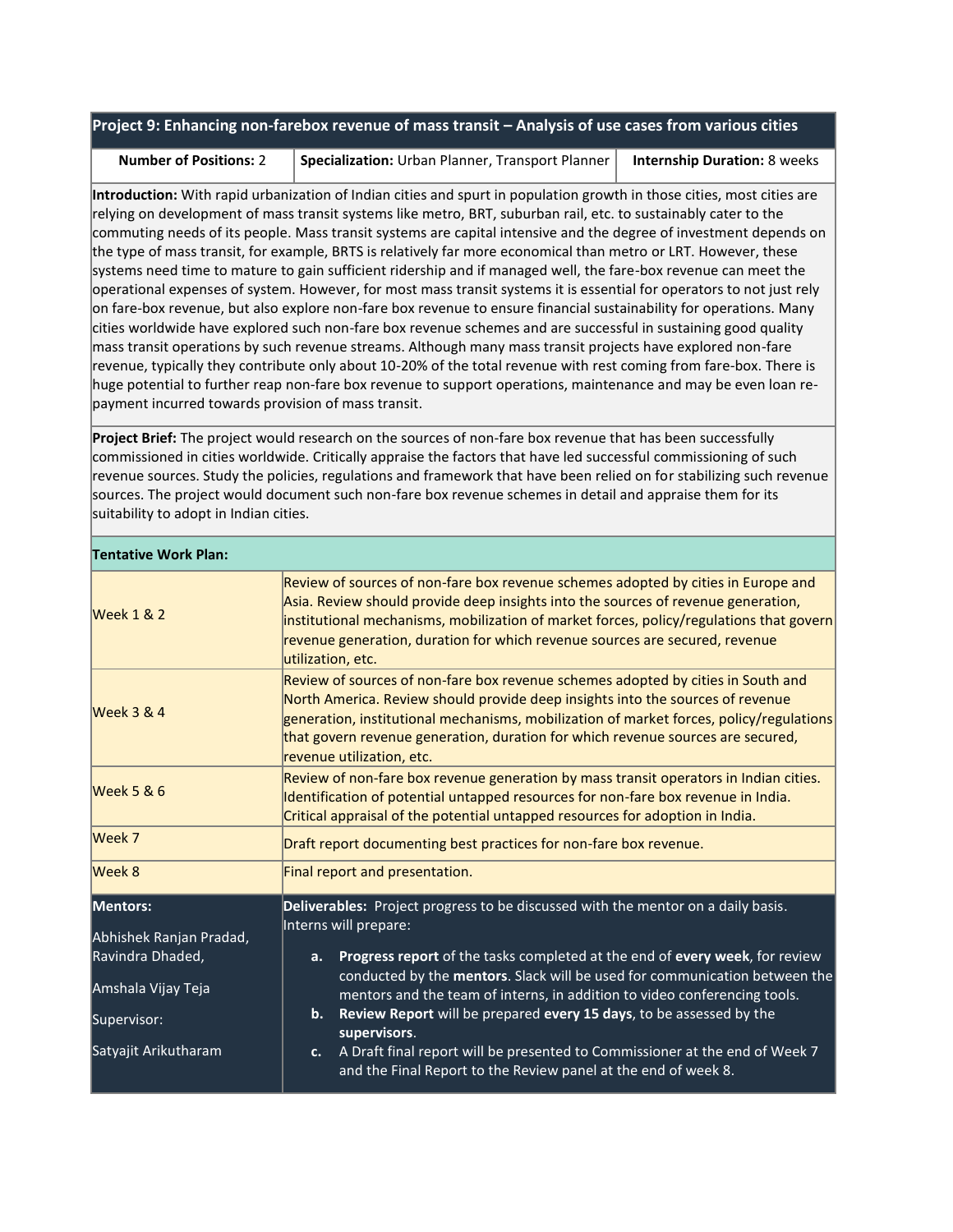## Project 9: Enhancing non-farebox revenue of mass transit – Analysis of use cases from various cities

| **Number of Positions:** 2 | **Specialization:** Urban Planner, Transport Planner | **Internship Duration:** 8 weeks |
|---|---|---|

**Introduction:** With rapid urbanization of Indian cities and spurt in population growth in those cities, most cities are relying on development of mass transit systems like metro, BRT, suburban rail, etc. to sustainably cater to the commuting needs of its people. Mass transit systems are capital intensive and the degree of investment depends on the type of mass transit, for example, BRTS is relatively far more economical than metro or LRT. However, these systems need time to mature to gain sufficient ridership and if managed well, the fare-box revenue can meet the operational expenses of system. However, for most mass transit systems it is essential for operators to not just rely on fare-box revenue, but also explore non-fare box revenue to ensure financial sustainability for operations. Many cities worldwide have explored such non-fare box revenue schemes and are successful in sustaining good quality mass transit operations by such revenue streams. Although many mass transit projects have explored non-fare revenue, typically they contribute only about 10-20% of the total revenue with rest coming from fare-box. There is huge potential to further reap non-fare box revenue to support operations, maintenance and may be even loan re-payment incurred towards provision of mass transit.

**Project Brief:** The project would research on the sources of non-fare box revenue that has been successfully commissioned in cities worldwide. Critically appraise the factors that have led successful commissioning of such revenue sources. Study the policies, regulations and framework that have been relied on for stabilizing such revenue sources. The project would document such non-fare box revenue schemes in detail and appraise them for its suitability to adopt in Indian cities.

**Tentative Work Plan:**

| | |
|---|---|
| Week 1 & 2 | Review of sources of non-fare box revenue schemes adopted by cities in Europe and Asia. Review should provide deep insights into the sources of revenue generation, institutional mechanisms, mobilization of market forces, policy/regulations that govern revenue generation, duration for which revenue sources are secured, revenue utilization, etc. |
| Week 3 & 4 | Review of sources of non-fare box revenue schemes adopted by cities in South and North America. Review should provide deep insights into the sources of revenue generation, institutional mechanisms, mobilization of market forces, policy/regulations that govern revenue generation, duration for which revenue sources are secured, revenue utilization, etc. |
| Week 5 & 6 | Review of non-fare box revenue generation by mass transit operators in Indian cities. Identification of potential untapped resources for non-fare box revenue in India. Critical appraisal of the potential untapped resources for adoption in India. |
| Week 7 | Draft report documenting best practices for non-fare box revenue. |
| Week 8 | Final report and presentation. |

**Mentors:**

Abhishek Ranjan Pradad, Ravindra Dhaded,

Amshala Vijay Teja

Supervisor:

Satyajit Arikutharam

**Deliverables:** Project progress to be discussed with the mentor on a daily basis. Interns will prepare:

a. **Progress report** of the tasks completed at the end of **every week**, for review conducted by the **mentors**. Slack will be used for communication between the mentors and the team of interns, in addition to video conferencing tools.
b. **Review Report** will be prepared **every 15 days**, to be assessed by the **supervisors**.
c. A Draft final report will be presented to Commissioner at the end of Week 7 and the Final Report to the Review panel at the end of week 8.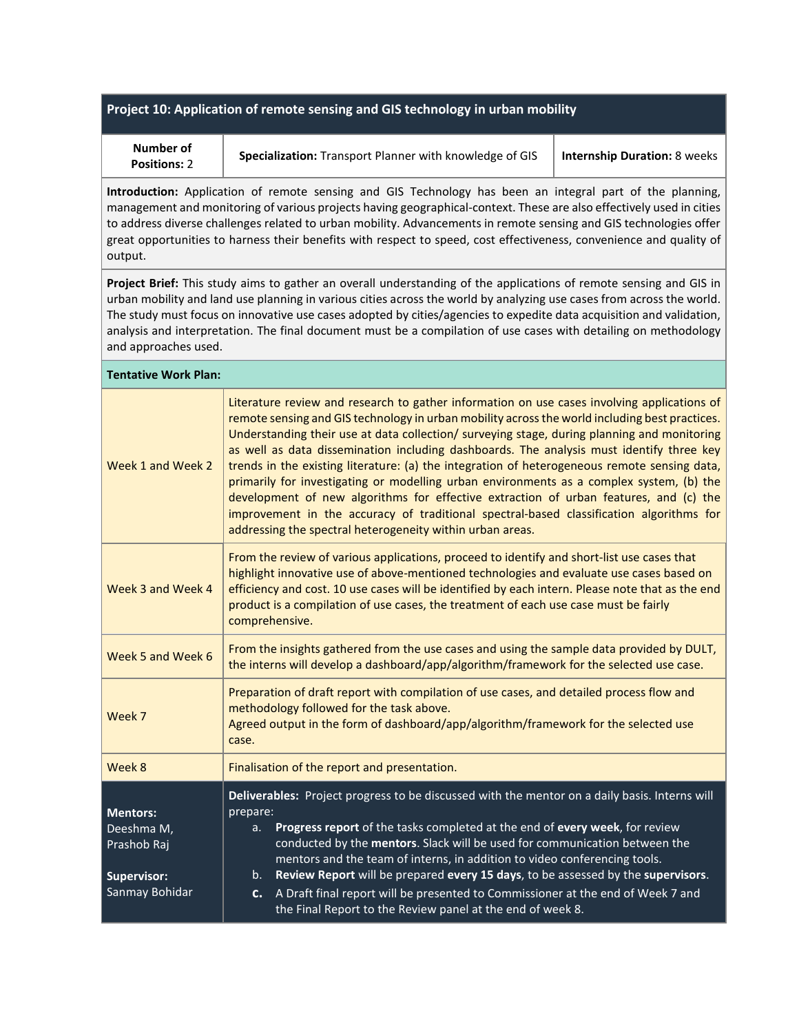## Project 10: Application of remote sensing and GIS technology in urban mobility

| **Number of Positions:** 2 | **Specialization:** Transport Planner with knowledge of GIS | **Internship Duration:** 8 weeks |
|---|---|---|

**Introduction:** Application of remote sensing and GIS Technology has been an integral part of the planning, management and monitoring of various projects having geographical-context. These are also effectively used in cities to address diverse challenges related to urban mobility. Advancements in remote sensing and GIS technologies offer great opportunities to harness their benefits with respect to speed, cost effectiveness, convenience and quality of output.

**Project Brief:** This study aims to gather an overall understanding of the applications of remote sensing and GIS in urban mobility and land use planning in various cities across the world by analyzing use cases from across the world. The study must focus on innovative use cases adopted by cities/agencies to expedite data acquisition and validation, analysis and interpretation. The final document must be a compilation of use cases with detailing on methodology and approaches used.

**Tentative Work Plan:**

| Period | Tasks |
|---|---|
| Week 1 and Week 2 | Literature review and research to gather information on use cases involving applications of remote sensing and GIS technology in urban mobility across the world including best practices. Understanding their use at data collection/ surveying stage, during planning and monitoring as well as data dissemination including dashboards. The analysis must identify three key trends in the existing literature: (a) the integration of heterogeneous remote sensing data, primarily for investigating or modelling urban environments as a complex system, (b) the development of new algorithms for effective extraction of urban features, and (c) the improvement in the accuracy of traditional spectral-based classification algorithms for addressing the spectral heterogeneity within urban areas. |
| Week 3 and Week 4 | From the review of various applications, proceed to identify and short-list use cases that highlight innovative use of above-mentioned technologies and evaluate use cases based on efficiency and cost. 10 use cases will be identified by each intern. Please note that as the end product is a compilation of use cases, the treatment of each use case must be fairly comprehensive. |
| Week 5 and Week 6 | From the insights gathered from the use cases and using the sample data provided by DULT, the interns will develop a dashboard/app/algorithm/framework for the selected use case. |
| Week 7 | Preparation of draft report with compilation of use cases, and detailed process flow and methodology followed for the task above.<br>Agreed output in the form of dashboard/app/algorithm/framework for the selected use case. |
| Week 8 | Finalisation of the report and presentation. |

**Mentors:**
Deeshma M,
Prashob Raj

**Supervisor:**
Sanmay Bohidar

**Deliverables:** Project progress to be discussed with the mentor on a daily basis. Interns will prepare:

a. **Progress report** of the tasks completed at the end of **every week**, for review conducted by the **mentors**. Slack will be used for communication between the mentors and the team of interns, in addition to video conferencing tools.
b. **Review Report** will be prepared **every 15 days**, to be assessed by the **supervisors**.
c. A Draft final report will be presented to Commissioner at the end of Week 7 and the Final Report to the Review panel at the end of week 8.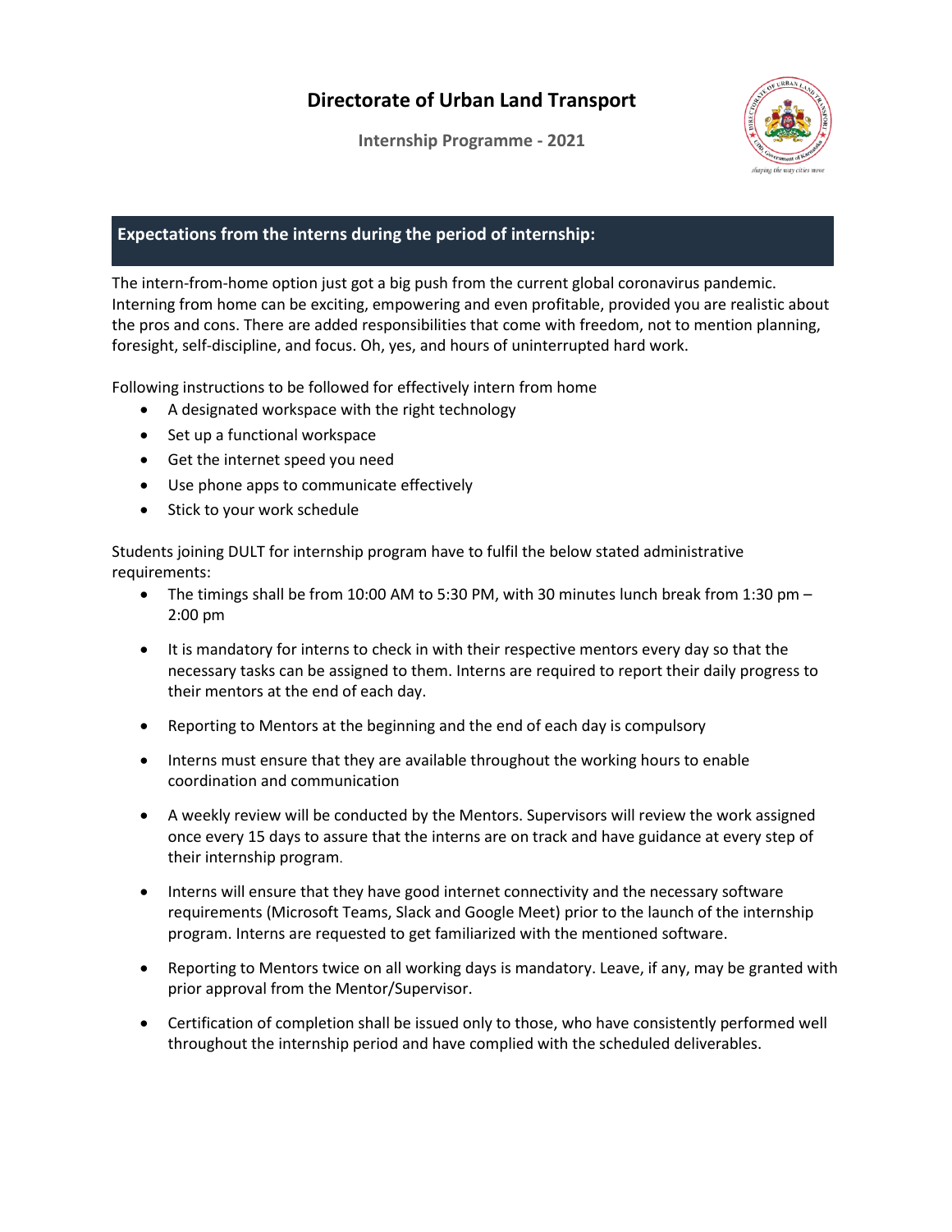# Directorate of Urban Land Transport

**Internship Programme - 2021**

## Expectations from the interns during the period of internship:

The intern-from-home option just got a big push from the current global coronavirus pandemic. Interning from home can be exciting, empowering and even profitable, provided you are realistic about the pros and cons. There are added responsibilities that come with freedom, not to mention planning, foresight, self-discipline, and focus. Oh, yes, and hours of uninterrupted hard work.

Following instructions to be followed for effectively intern from home

- A designated workspace with the right technology
- Set up a functional workspace
- Get the internet speed you need
- Use phone apps to communicate effectively
- Stick to your work schedule

Students joining DULT for internship program have to fulfil the below stated administrative requirements:

- The timings shall be from 10:00 AM to 5:30 PM, with 30 minutes lunch break from 1:30 pm – 2:00 pm
- It is mandatory for interns to check in with their respective mentors every day so that the necessary tasks can be assigned to them. Interns are required to report their daily progress to their mentors at the end of each day.
- Reporting to Mentors at the beginning and the end of each day is compulsory
- Interns must ensure that they are available throughout the working hours to enable coordination and communication
- A weekly review will be conducted by the Mentors. Supervisors will review the work assigned once every 15 days to assure that the interns are on track and have guidance at every step of their internship program.
- Interns will ensure that they have good internet connectivity and the necessary software requirements (Microsoft Teams, Slack and Google Meet) prior to the launch of the internship program. Interns are requested to get familiarized with the mentioned software.
- Reporting to Mentors twice on all working days is mandatory. Leave, if any, may be granted with prior approval from the Mentor/Supervisor.
- Certification of completion shall be issued only to those, who have consistently performed well throughout the internship period and have complied with the scheduled deliverables.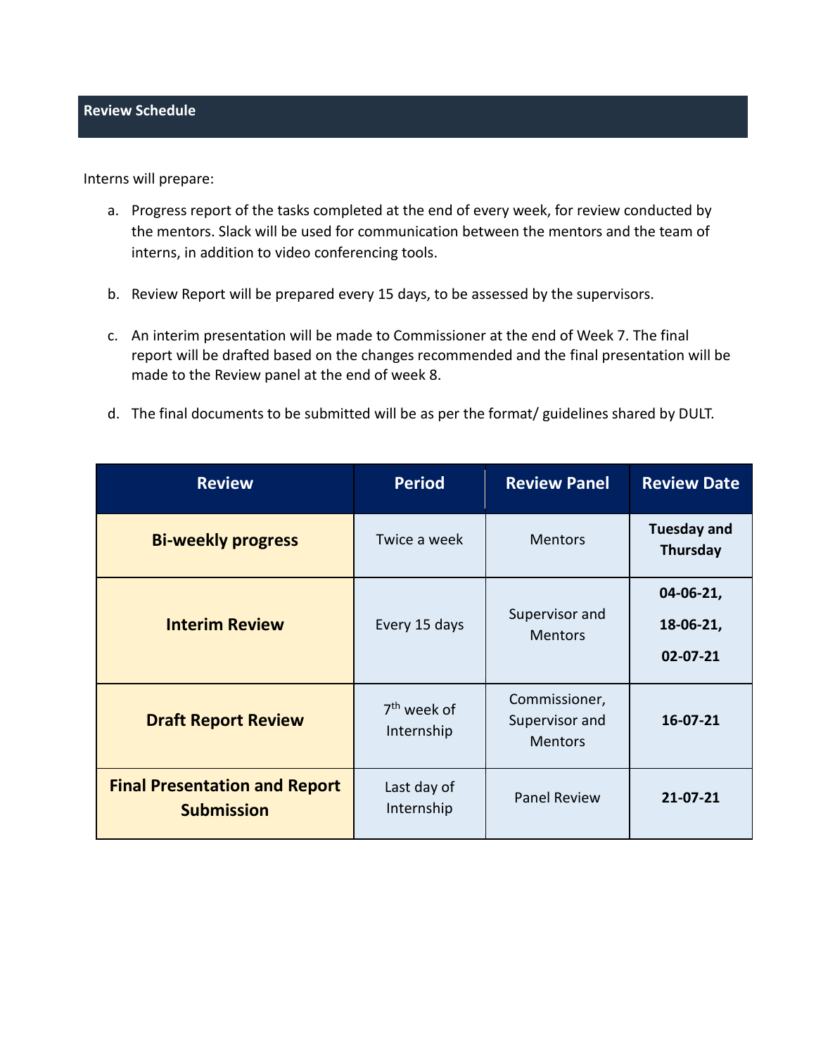## Review Schedule

Interns will prepare:

a. Progress report of the tasks completed at the end of every week, for review conducted by the mentors. Slack will be used for communication between the mentors and the team of interns, in addition to video conferencing tools.

b. Review Report will be prepared every 15 days, to be assessed by the supervisors.

c. An interim presentation will be made to Commissioner at the end of Week 7. The final report will be drafted based on the changes recommended and the final presentation will be made to the Review panel at the end of week 8.

d. The final documents to be submitted will be as per the format/ guidelines shared by DULT.

| Review | Period | Review Panel | Review Date |
|---|---|---|---|
| **Bi-weekly progress** | Twice a week | Mentors | **Tuesday and Thursday** |
| **Interim Review** | Every 15 days | Supervisor and Mentors | **04-06-21, 18-06-21, 02-07-21** |
| **Draft Report Review** | 7th week of Internship | Commissioner, Supervisor and Mentors | **16-07-21** |
| **Final Presentation and Report Submission** | Last day of Internship | Panel Review | **21-07-21** |